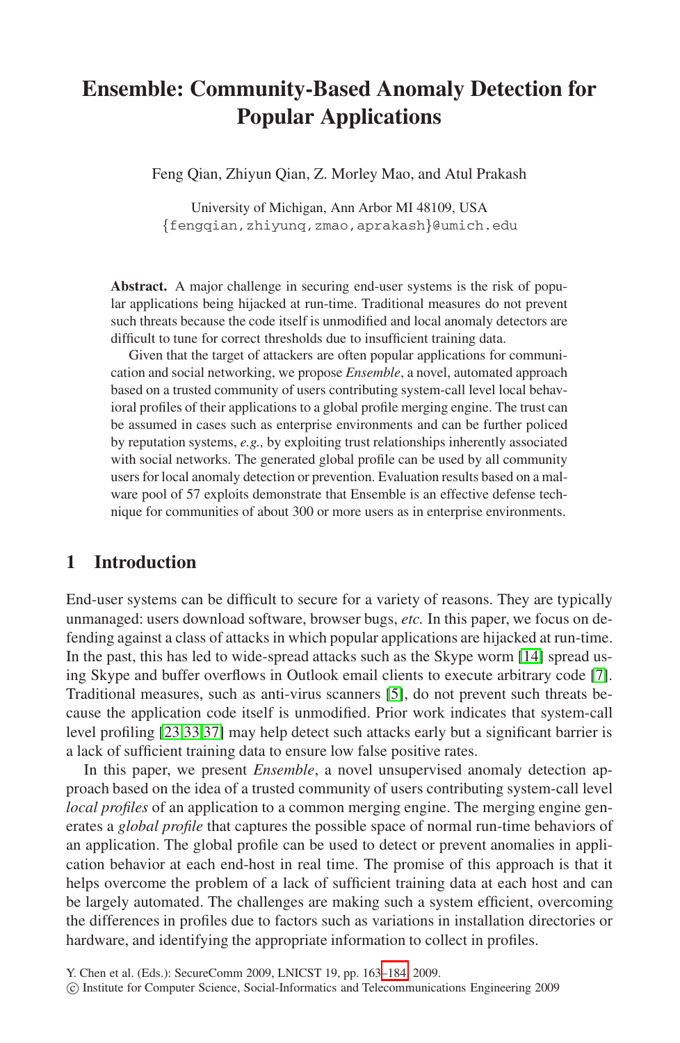# Ensemble: Community-Based Anomaly Detection for Popular Applications

Feng Qian, Zhiyun Qian, Z. Morley Mao, and Atul Prakash

University of Michigan, Ann Arbor MI 48109, USA
{fengqian,zhiyunq,zmao,aprakash}@umich.edu

**Abstract.** A major challenge in securing end-user systems is the risk of popular applications being hijacked at run-time. Traditional measures do not prevent such threats because the code itself is unmodified and local anomaly detectors are difficult to tune for correct thresholds due to insufficient training data.

Given that the target of attackers are often popular applications for communication and social networking, we propose *Ensemble*, a novel, automated approach based on a trusted community of users contributing system-call level local behavioral profiles of their applications to a global profile merging engine. The trust can be assumed in cases such as enterprise environments and can be further policed by reputation systems, *e.g.,* by exploiting trust relationships inherently associated with social networks. The generated global profile can be used by all community users for local anomaly detection or prevention. Evaluation results based on a malware pool of 57 exploits demonstrate that Ensemble is an effective defense technique for communities of about 300 or more users as in enterprise environments.

## 1 Introduction

End-user systems can be difficult to secure for a variety of reasons. They are typically unmanaged: users download software, browser bugs, *etc.* In this paper, we focus on defending against a class of attacks in which popular applications are hijacked at run-time. In the past, this has led to wide-spread attacks such as the Skype worm [14] spread using Skype and buffer overflows in Outlook email clients to execute arbitrary code [7]. Traditional measures, such as anti-virus scanners [5], do not prevent such threats because the application code itself is unmodified. Prior work indicates that system-call level profiling [23,33,37] may help detect such attacks early but a significant barrier is a lack of sufficient training data to ensure low false positive rates.

In this paper, we present *Ensemble*, a novel unsupervised anomaly detection approach based on the idea of a trusted community of users contributing system-call level *local profiles* of an application to a common merging engine. The merging engine generates a *global profile* that captures the possible space of normal run-time behaviors of an application. The global profile can be used to detect or prevent anomalies in application behavior at each end-host in real time. The promise of this approach is that it helps overcome the problem of a lack of sufficient training data at each host and can be largely automated. The challenges are making such a system efficient, overcoming the differences in profiles due to factors such as variations in installation directories or hardware, and identifying the appropriate information to collect in profiles.

Y. Chen et al. (Eds.): SecureComm 2009, LNICST 19, pp. 163–184, 2009.
© Institute for Computer Science, Social-Informatics and Telecommunications Engineering 2009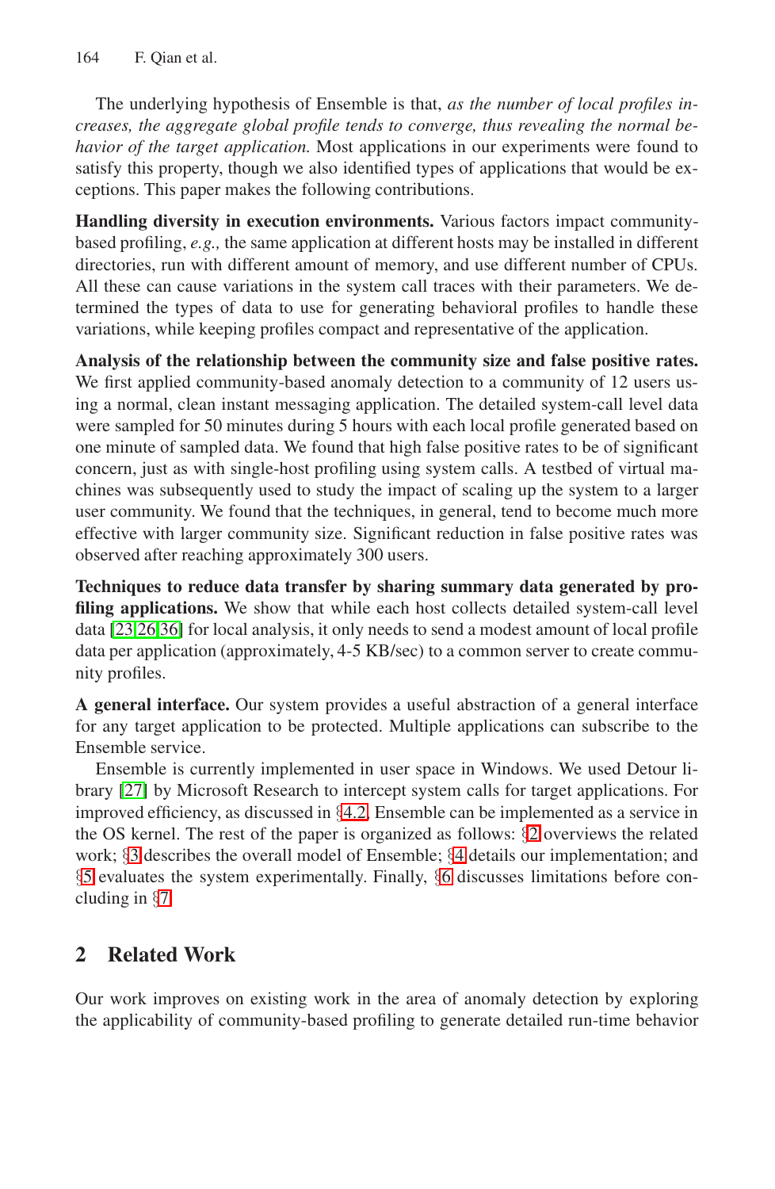The underlying hypothesis of Ensemble is that, *as the number of local profiles increases, the aggregate global profile tends to converge, thus revealing the normal behavior of the target application.* Most applications in our experiments were found to satisfy this property, though we also identified types of applications that would be exceptions. This paper makes the following contributions.

**Handling diversity in execution environments.** Various factors impact community-based profiling, *e.g.,* the same application at different hosts may be installed in different directories, run with different amount of memory, and use different number of CPUs. All these can cause variations in the system call traces with their parameters. We determined the types of data to use for generating behavioral profiles to handle these variations, while keeping profiles compact and representative of the application.

**Analysis of the relationship between the community size and false positive rates.** We first applied community-based anomaly detection to a community of 12 users using a normal, clean instant messaging application. The detailed system-call level data were sampled for 50 minutes during 5 hours with each local profile generated based on one minute of sampled data. We found that high false positive rates to be of significant concern, just as with single-host profiling using system calls. A testbed of virtual machines was subsequently used to study the impact of scaling up the system to a larger user community. We found that the techniques, in general, tend to become much more effective with larger community size. Significant reduction in false positive rates was observed after reaching approximately 300 users.

**Techniques to reduce data transfer by sharing summary data generated by profiling applications.** We show that while each host collects detailed system-call level data [23,26,36] for local analysis, it only needs to send a modest amount of local profile data per application (approximately, 4-5 KB/sec) to a common server to create community profiles.

**A general interface.** Our system provides a useful abstraction of a general interface for any target application to be protected. Multiple applications can subscribe to the Ensemble service.

Ensemble is currently implemented in user space in Windows. We used Detour library [27] by Microsoft Research to intercept system calls for target applications. For improved efficiency, as discussed in §4.2, Ensemble can be implemented as a service in the OS kernel. The rest of the paper is organized as follows: §2 overviews the related work; §3 describes the overall model of Ensemble; §4 details our implementation; and §5 evaluates the system experimentally. Finally, §6 discusses limitations before concluding in §7.

## 2 Related Work

Our work improves on existing work in the area of anomaly detection by exploring the applicability of community-based profiling to generate detailed run-time behavior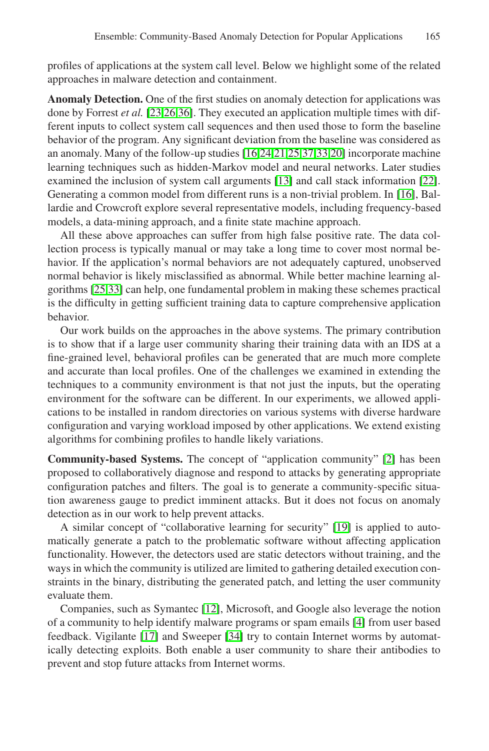profiles of applications at the system call level. Below we highlight some of the related approaches in malware detection and containment.

**Anomaly Detection.** One of the first studies on anomaly detection for applications was done by Forrest *et al.* [23,26,36]. They executed an application multiple times with different inputs to collect system call sequences and then used those to form the baseline behavior of the program. Any significant deviation from the baseline was considered as an anomaly. Many of the follow-up studies [16,24,21,25,37,33,20] incorporate machine learning techniques such as hidden-Markov model and neural networks. Later studies examined the inclusion of system call arguments [13] and call stack information [22]. Generating a common model from different runs is a non-trivial problem. In [16], Ballardie and Crowcroft explore several representative models, including frequency-based models, a data-mining approach, and a finite state machine approach.

All these above approaches can suffer from high false positive rate. The data collection process is typically manual or may take a long time to cover most normal behavior. If the application's normal behaviors are not adequately captured, unobserved normal behavior is likely misclassified as abnormal. While better machine learning algorithms [25,33] can help, one fundamental problem in making these schemes practical is the difficulty in getting sufficient training data to capture comprehensive application behavior.

Our work builds on the approaches in the above systems. The primary contribution is to show that if a large user community sharing their training data with an IDS at a fine-grained level, behavioral profiles can be generated that are much more complete and accurate than local profiles. One of the challenges we examined in extending the techniques to a community environment is that not just the inputs, but the operating environment for the software can be different. In our experiments, we allowed applications to be installed in random directories on various systems with diverse hardware configuration and varying workload imposed by other applications. We extend existing algorithms for combining profiles to handle likely variations.

**Community-based Systems.** The concept of "application community" [2] has been proposed to collaboratively diagnose and respond to attacks by generating appropriate configuration patches and filters. The goal is to generate a community-specific situation awareness gauge to predict imminent attacks. But it does not focus on anomaly detection as in our work to help prevent attacks.

A similar concept of "collaborative learning for security" [19] is applied to automatically generate a patch to the problematic software without affecting application functionality. However, the detectors used are static detectors without training, and the ways in which the community is utilized are limited to gathering detailed execution constraints in the binary, distributing the generated patch, and letting the user community evaluate them.

Companies, such as Symantec [12], Microsoft, and Google also leverage the notion of a community to help identify malware programs or spam emails [4] from user based feedback. Vigilante [17] and Sweeper [34] try to contain Internet worms by automatically detecting exploits. Both enable a user community to share their antibodies to prevent and stop future attacks from Internet worms.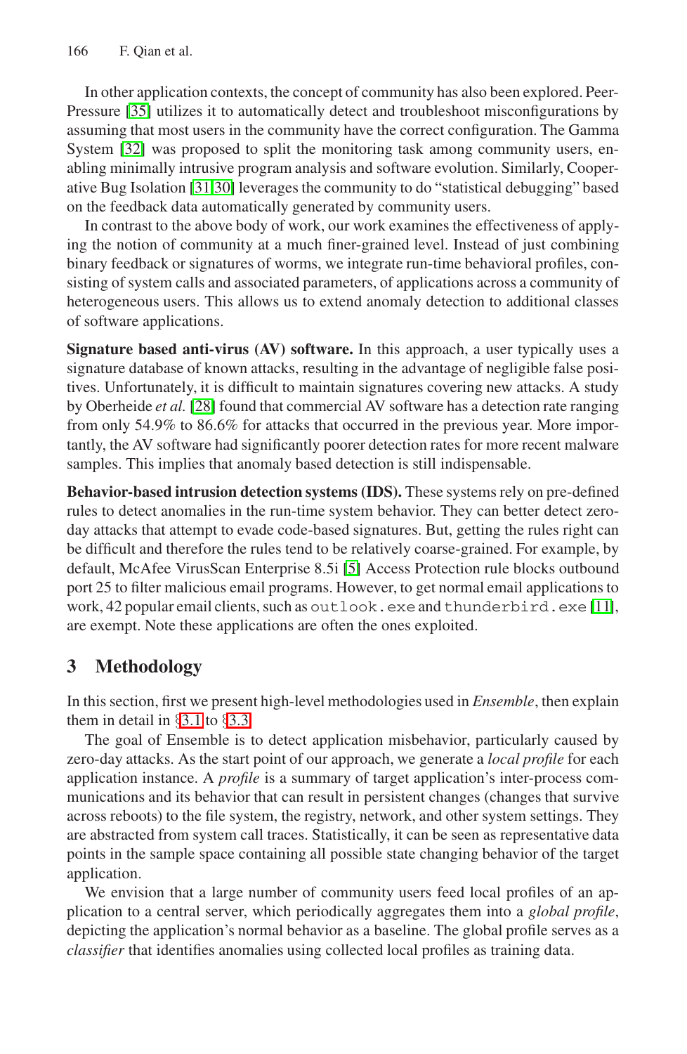In other application contexts, the concept of community has also been explored. PeerPressure [35] utilizes it to automatically detect and troubleshoot misconfigurations by assuming that most users in the community have the correct configuration. The Gamma System [32] was proposed to split the monitoring task among community users, enabling minimally intrusive program analysis and software evolution. Similarly, Cooperative Bug Isolation [31,30] leverages the community to do "statistical debugging" based on the feedback data automatically generated by community users.

In contrast to the above body of work, our work examines the effectiveness of applying the notion of community at a much finer-grained level. Instead of just combining binary feedback or signatures of worms, we integrate run-time behavioral profiles, consisting of system calls and associated parameters, of applications across a community of heterogeneous users. This allows us to extend anomaly detection to additional classes of software applications.

**Signature based anti-virus (AV) software.** In this approach, a user typically uses a signature database of known attacks, resulting in the advantage of negligible false positives. Unfortunately, it is difficult to maintain signatures covering new attacks. A study by Oberheide *et al.* [28] found that commercial AV software has a detection rate ranging from only 54.9% to 86.6% for attacks that occurred in the previous year. More importantly, the AV software had significantly poorer detection rates for more recent malware samples. This implies that anomaly based detection is still indispensable.

**Behavior-based intrusion detection systems (IDS).** These systems rely on pre-defined rules to detect anomalies in the run-time system behavior. They can better detect zero-day attacks that attempt to evade code-based signatures. But, getting the rules right can be difficult and therefore the rules tend to be relatively coarse-grained. For example, by default, McAfee VirusScan Enterprise 8.5i [5] Access Protection rule blocks outbound port 25 to filter malicious email programs. However, to get normal email applications to work, 42 popular email clients, such as `outlook.exe` and `thunderbird.exe` [11], are exempt. Note these applications are often the ones exploited.

## 3 Methodology

In this section, first we present high-level methodologies used in *Ensemble*, then explain them in detail in §3.1 to §3.3.

The goal of Ensemble is to detect application misbehavior, particularly caused by zero-day attacks. As the start point of our approach, we generate a *local profile* for each application instance. A *profile* is a summary of target application's inter-process communications and its behavior that can result in persistent changes (changes that survive across reboots) to the file system, the registry, network, and other system settings. They are abstracted from system call traces. Statistically, it can be seen as representative data points in the sample space containing all possible state changing behavior of the target application.

We envision that a large number of community users feed local profiles of an application to a central server, which periodically aggregates them into a *global profile*, depicting the application's normal behavior as a baseline. The global profile serves as a *classifier* that identifies anomalies using collected local profiles as training data.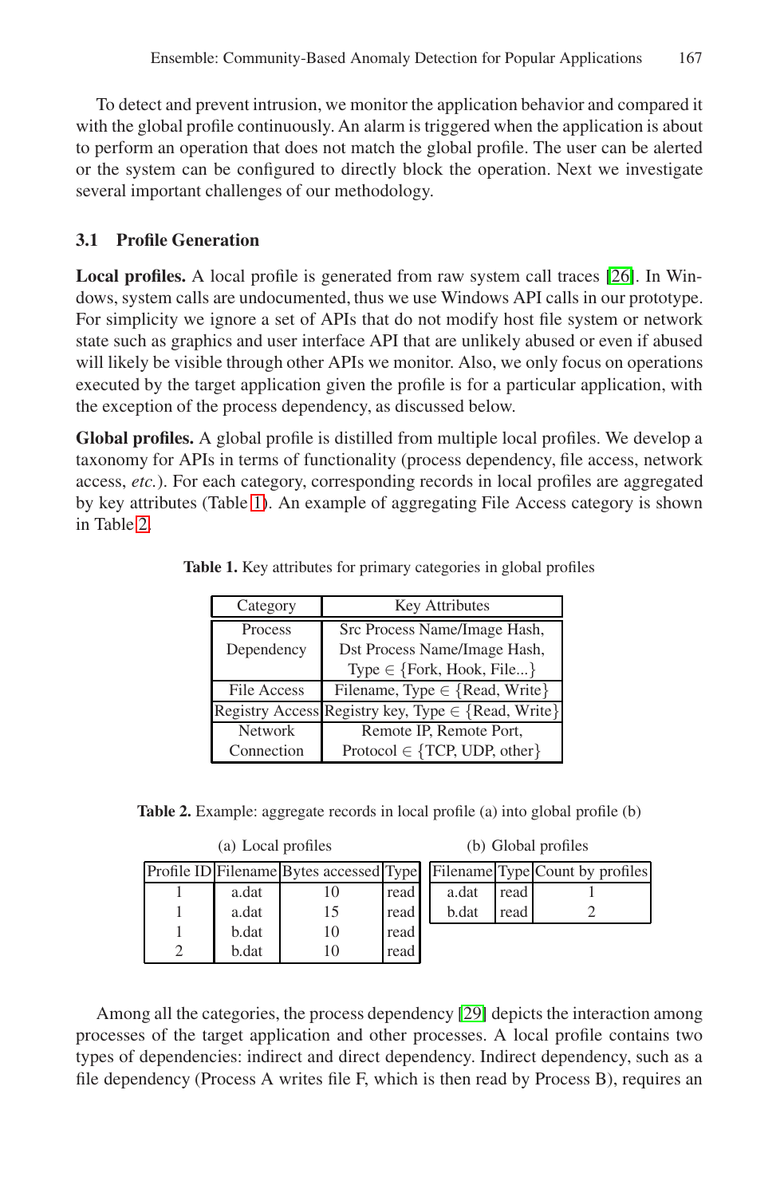To detect and prevent intrusion, we monitor the application behavior and compared it with the global profile continuously. An alarm is triggered when the application is about to perform an operation that does not match the global profile. The user can be alerted or the system can be configured to directly block the operation. Next we investigate several important challenges of our methodology.

### 3.1 Profile Generation

**Local profiles.** A local profile is generated from raw system call traces [26]. In Windows, system calls are undocumented, thus we use Windows API calls in our prototype. For simplicity we ignore a set of APIs that do not modify host file system or network state such as graphics and user interface API that are unlikely abused or even if abused will likely be visible through other APIs we monitor. Also, we only focus on operations executed by the target application given the profile is for a particular application, with the exception of the process dependency, as discussed below.

**Global profiles.** A global profile is distilled from multiple local profiles. We develop a taxonomy for APIs in terms of functionality (process dependency, file access, network access, *etc.*). For each category, corresponding records in local profiles are aggregated by key attributes (Table 1). An example of aggregating File Access category is shown in Table 2.

**Table 1.** Key attributes for primary categories in global profiles

| Category | Key Attributes |
|---|---|
| Process Dependency | Src Process Name/Image Hash, Dst Process Name/Image Hash, Type $\in$ {Fork, Hook, File...} |
| File Access | Filename, Type $\in$ {Read, Write} |
| Registry Access | Registry key, Type $\in$ {Read, Write} |
| Network Connection | Remote IP, Remote Port, Protocol $\in$ {TCP, UDP, other} |

**Table 2.** Example: aggregate records in local profile (a) into global profile (b)

(a) Local profiles

| Profile ID | Filename | Bytes accessed | Type |
|---|---|---|---|
| 1 | a.dat | 10 | read |
| 1 | a.dat | 15 | read |
| 1 | b.dat | 10 | read |
| 2 | b.dat | 10 | read |

(b) Global profiles

| Filename | Type | Count by profiles |
|---|---|---|
| a.dat | read | 1 |
| b.dat | read | 2 |

Among all the categories, the process dependency [29] depicts the interaction among processes of the target application and other processes. A local profile contains two types of dependencies: indirect and direct dependency. Indirect dependency, such as a file dependency (Process A writes file F, which is then read by Process B), requires an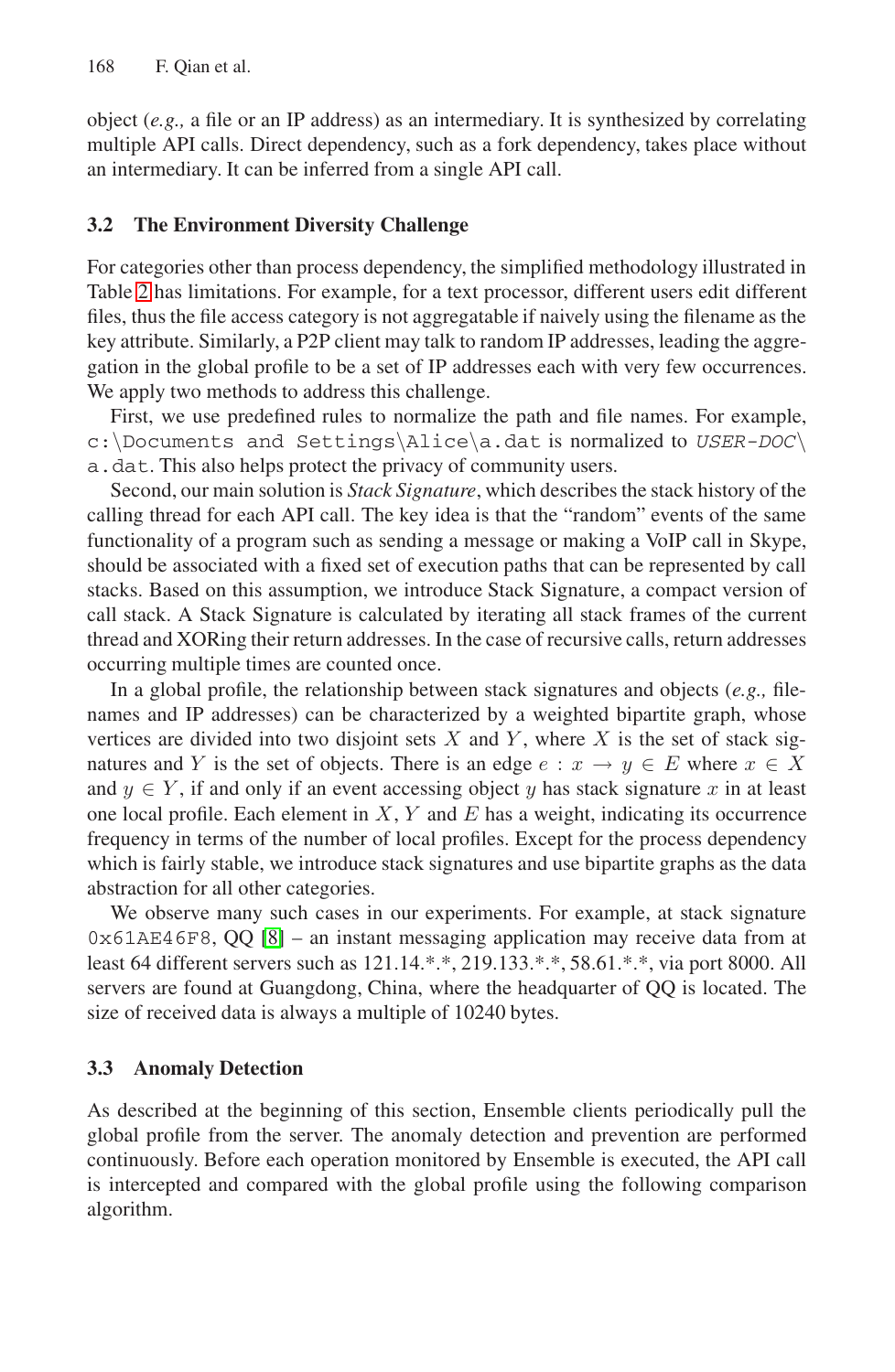object (*e.g.,* a file or an IP address) as an intermediary. It is synthesized by correlating multiple API calls. Direct dependency, such as a fork dependency, takes place without an intermediary. It can be inferred from a single API call.

### 3.2 The Environment Diversity Challenge

For categories other than process dependency, the simplified methodology illustrated in Table 2 has limitations. For example, for a text processor, different users edit different files, thus the file access category is not aggregatable if naively using the filename as the key attribute. Similarly, a P2P client may talk to random IP addresses, leading the aggregation in the global profile to be a set of IP addresses each with very few occurrences. We apply two methods to address this challenge.

First, we use predefined rules to normalize the path and file names. For example, `c:\Documents and Settings\Alice\a.dat` is normalized to *USER-DOC*`\a.dat`. This also helps protect the privacy of community users.

Second, our main solution is *Stack Signature*, which describes the stack history of the calling thread for each API call. The key idea is that the "random" events of the same functionality of a program such as sending a message or making a VoIP call in Skype, should be associated with a fixed set of execution paths that can be represented by call stacks. Based on this assumption, we introduce Stack Signature, a compact version of call stack. A Stack Signature is calculated by iterating all stack frames of the current thread and XORing their return addresses. In the case of recursive calls, return addresses occurring multiple times are counted once.

In a global profile, the relationship between stack signatures and objects (*e.g.,* filenames and IP addresses) can be characterized by a weighted bipartite graph, whose vertices are divided into two disjoint sets $X$ and $Y$, where $X$ is the set of stack signatures and $Y$ is the set of objects. There is an edge $e : x \rightarrow y \in E$ where $x \in X$ and $y \in Y$, if and only if an event accessing object $y$ has stack signature $x$ in at least one local profile. Each element in $X$, $Y$ and $E$ has a weight, indicating its occurrence frequency in terms of the number of local profiles. Except for the process dependency which is fairly stable, we introduce stack signatures and use bipartite graphs as the data abstraction for all other categories.

We observe many such cases in our experiments. For example, at stack signature `0x61AE46F8`, QQ [8] – an instant messaging application may receive data from at least 64 different servers such as 121.14.*.*, 219.133.*.*, 58.61.*.*, via port 8000. All servers are found at Guangdong, China, where the headquarter of QQ is located. The size of received data is always a multiple of 10240 bytes.

### 3.3 Anomaly Detection

As described at the beginning of this section, Ensemble clients periodically pull the global profile from the server. The anomaly detection and prevention are performed continuously. Before each operation monitored by Ensemble is executed, the API call is intercepted and compared with the global profile using the following comparison algorithm.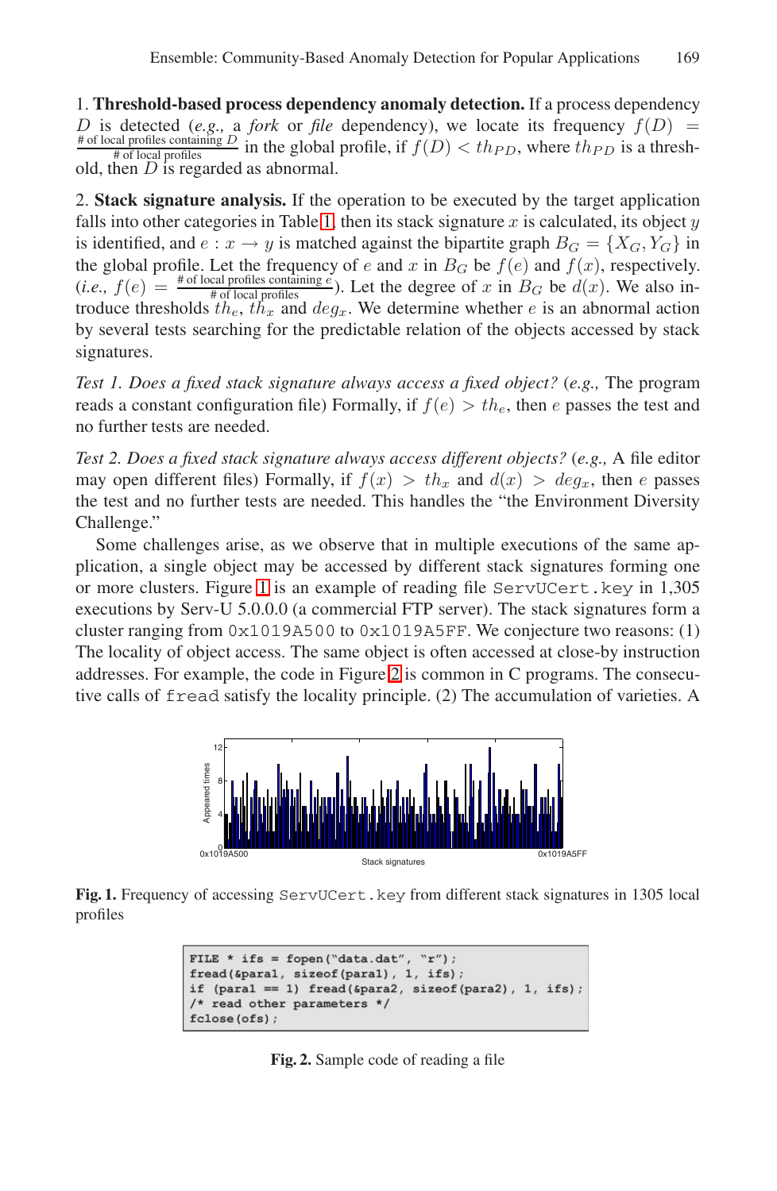1. **Threshold-based process dependency anomaly detection.** If a process dependency $D$ is detected (*e.g.,* a *fork* or *file* dependency), we locate its frequency $f(D) = \frac{\text{\# of local profiles containing } D}{\text{\# of local profiles}}$ in the global profile, if $f(D) < th_{PD}$, where $th_{PD}$ is a threshold, then $D$ is regarded as abnormal.

2. **Stack signature analysis.** If the operation to be executed by the target application falls into other categories in Table 1, then its stack signature $x$ is calculated, its object $y$ is identified, and $e : x \rightarrow y$ is matched against the bipartite graph $B_G = \{X_G, Y_G\}$ in the global profile. Let the frequency of $e$ and $x$ in $B_G$ be $f(e)$ and $f(x)$, respectively. (*i.e.,* $f(e) = \frac{\text{\# of local profiles containing } e}{\text{\# of local profiles}}$). Let the degree of $x$ in $B_G$ be $d(x)$. We also introduce thresholds $th_e$, $th_x$ and $deg_x$. We determine whether $e$ is an abnormal action by several tests searching for the predictable relation of the objects accessed by stack signatures.

*Test 1. Does a fixed stack signature always access a fixed object?* (*e.g.,* The program reads a constant configuration file) Formally, if $f(e) > th_e$, then $e$ passes the test and no further tests are needed.

*Test 2. Does a fixed stack signature always access different objects?* (*e.g.,* A file editor may open different files) Formally, if $f(x) > th_x$ and $d(x) > deg_x$, then $e$ passes the test and no further tests are needed. This handles the "the Environment Diversity Challenge."

Some challenges arise, as we observe that in multiple executions of the same application, a single object may be accessed by different stack signatures forming one or more clusters. Figure 1 is an example of reading file `ServUCert.key` in 1,305 executions by Serv-U 5.0.0.0 (a commercial FTP server). The stack signatures form a cluster ranging from `0x1019A500` to `0x1019A5FF`. We conjecture two reasons: (1) The locality of object access. The same object is often accessed at close-by instruction addresses. For example, the code in Figure 2 is common in C programs. The consecutive calls of `fread` satisfy the locality principle. (2) The accumulation of varieties. A

**Fig. 1.** Frequency of accessing `ServUCert.key` from different stack signatures in 1305 local profiles

```
FILE * ifs = fopen("data.dat", "r");
fread(&para1, sizeof(para1), 1, ifs);
if (para1 == 1) fread(&para2, sizeof(para2), 1, ifs);
/* read other parameters */
fclose(ofs);
```

**Fig. 2.** Sample code of reading a file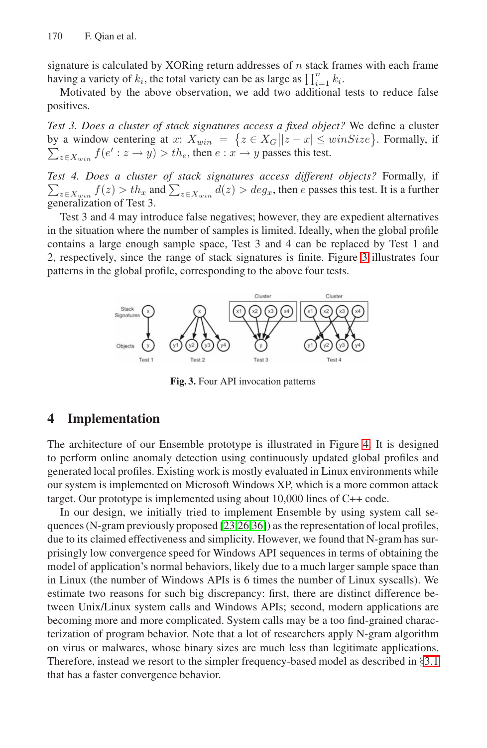signature is calculated by XORing return addresses of $n$ stack frames with each frame having a variety of $k_i$, the total variety can be as large as $\prod_{i=1}^{n} k_i$.

Motivated by the above observation, we add two additional tests to reduce false positives.

*Test 3. Does a cluster of stack signatures access a fixed object?* We define a cluster by a window centering at $x$: $X_{win} = \{z \in X_G | |z - x| \leq winSize\}$. Formally, if $\sum_{z \in X_{win}} f(e' : z \rightarrow y) > th_e$, then $e : x \rightarrow y$ passes this test.

*Test 4. Does a cluster of stack signatures access different objects?* Formally, if $\sum_{z \in X_{win}} f(z) > th_x$ and $\sum_{z \in X_{win}} d(z) > deg_x$, then $e$ passes this test. It is a further generalization of Test 3.

Test 3 and 4 may introduce false negatives; however, they are expedient alternatives in the situation where the number of samples is limited. Ideally, when the global profile contains a large enough sample space, Test 3 and 4 can be replaced by Test 1 and 2, respectively, since the range of stack signatures is finite. Figure 3 illustrates four patterns in the global profile, corresponding to the above four tests.

**Fig. 3.** Four API invocation patterns

## 4 Implementation

The architecture of our Ensemble prototype is illustrated in Figure 4. It is designed to perform online anomaly detection using continuously updated global profiles and generated local profiles. Existing work is mostly evaluated in Linux environments while our system is implemented on Microsoft Windows XP, which is a more common attack target. Our prototype is implemented using about 10,000 lines of C++ code.

In our design, we initially tried to implement Ensemble by using system call sequences (N-gram previously proposed [23,26,36]) as the representation of local profiles, due to its claimed effectiveness and simplicity. However, we found that N-gram has surprisingly low convergence speed for Windows API sequences in terms of obtaining the model of application's normal behaviors, likely due to a much larger sample space than in Linux (the number of Windows APIs is 6 times the number of Linux syscalls). We estimate two reasons for such big discrepancy: first, there are distinct difference between Unix/Linux system calls and Windows APIs; second, modern applications are becoming more and more complicated. System calls may be a too find-grained characterization of program behavior. Note that a lot of researchers apply N-gram algorithm on virus or malwares, whose binary sizes are much less than legitimate applications. Therefore, instead we resort to the simpler frequency-based model as described in §3.1 that has a faster convergence behavior.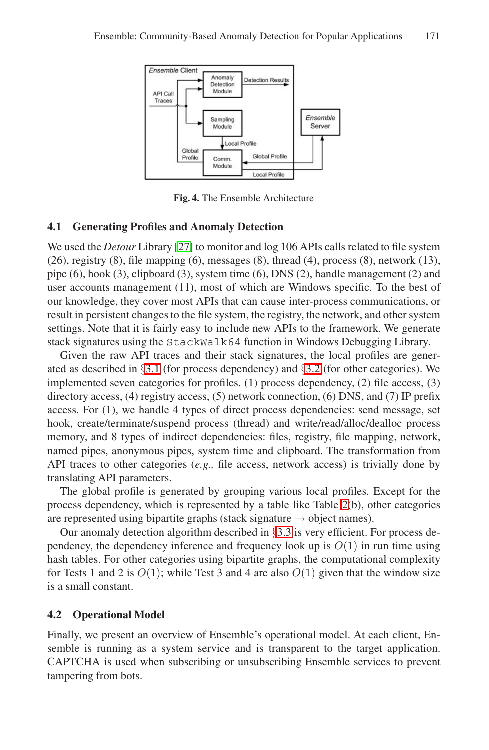**Fig. 4.** The Ensemble Architecture

### 4.1 Generating Profiles and Anomaly Detection

We used the *Detour* Library [27] to monitor and log 106 APIs calls related to file system (26), registry (8), file mapping (6), messages (8), thread (4), process (8), network (13), pipe (6), hook (3), clipboard (3), system time (6), DNS (2), handle management (2) and user accounts management (11), most of which are Windows specific. To the best of our knowledge, they cover most APIs that can cause inter-process communications, or result in persistent changes to the file system, the registry, the network, and other system settings. Note that it is fairly easy to include new APIs to the framework. We generate stack signatures using the `StackWalk64` function in Windows Debugging Library.

Given the raw API traces and their stack signatures, the local profiles are generated as described in §3.1 (for process dependency) and §3.2 (for other categories). We implemented seven categories for profiles. (1) process dependency, (2) file access, (3) directory access, (4) registry access, (5) network connection, (6) DNS, and (7) IP prefix access. For (1), we handle 4 types of direct process dependencies: send message, set hook, create/terminate/suspend process (thread) and write/read/alloc/dealloc process memory, and 8 types of indirect dependencies: files, registry, file mapping, network, named pipes, anonymous pipes, system time and clipboard. The transformation from API traces to other categories (*e.g.,* file access, network access) is trivially done by translating API parameters.

The global profile is generated by grouping various local profiles. Except for the process dependency, which is represented by a table like Table 2(b), other categories are represented using bipartite graphs (stack signature → object names).

Our anomaly detection algorithm described in §3.3 is very efficient. For process dependency, the dependency inference and frequency look up is $O(1)$ in run time using hash tables. For other categories using bipartite graphs, the computational complexity for Tests 1 and 2 is $O(1)$; while Test 3 and 4 are also $O(1)$ given that the window size is a small constant.

### 4.2 Operational Model

Finally, we present an overview of Ensemble's operational model. At each client, Ensemble is running as a system service and is transparent to the target application. CAPTCHA is used when subscribing or unsubscribing Ensemble services to prevent tampering from bots.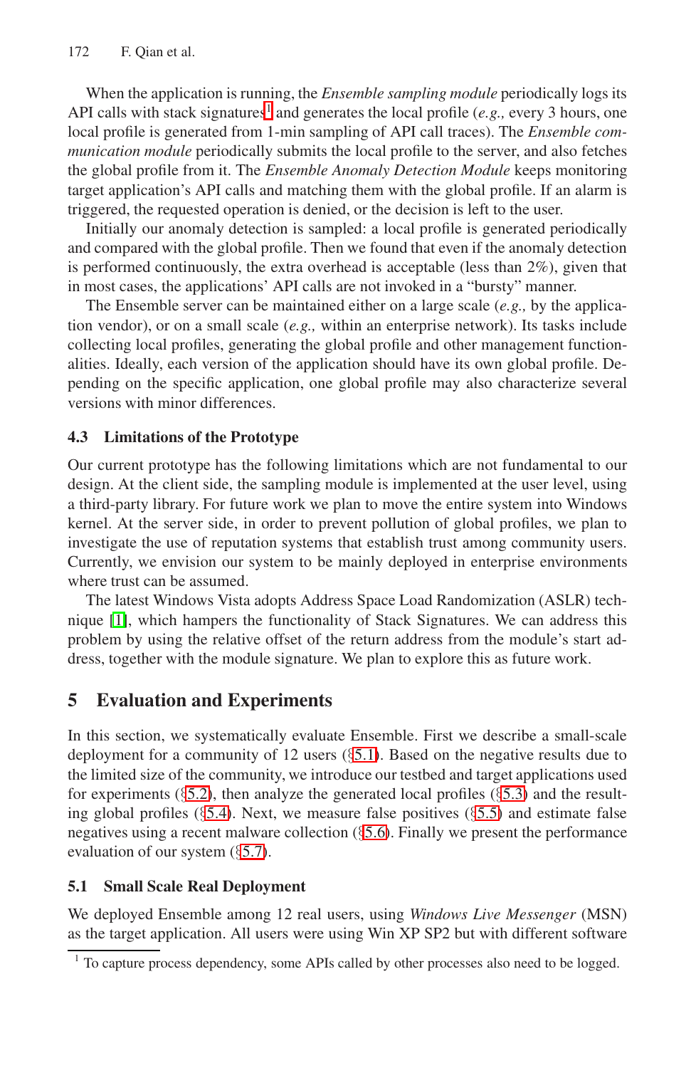When the application is running, the *Ensemble sampling module* periodically logs its API calls with stack signatures[1] and generates the local profile (*e.g.,* every 3 hours, one local profile is generated from 1-min sampling of API call traces). The *Ensemble communication module* periodically submits the local profile to the server, and also fetches the global profile from it. The *Ensemble Anomaly Detection Module* keeps monitoring target application's API calls and matching them with the global profile. If an alarm is triggered, the requested operation is denied, or the decision is left to the user.

Initially our anomaly detection is sampled: a local profile is generated periodically and compared with the global profile. Then we found that even if the anomaly detection is performed continuously, the extra overhead is acceptable (less than 2%), given that in most cases, the applications' API calls are not invoked in a "bursty" manner.

The Ensemble server can be maintained either on a large scale (*e.g.,* by the application vendor), or on a small scale (*e.g.,* within an enterprise network). Its tasks include collecting local profiles, generating the global profile and other management functionalities. Ideally, each version of the application should have its own global profile. Depending on the specific application, one global profile may also characterize several versions with minor differences.

### 4.3 Limitations of the Prototype

Our current prototype has the following limitations which are not fundamental to our design. At the client side, the sampling module is implemented at the user level, using a third-party library. For future work we plan to move the entire system into Windows kernel. At the server side, in order to prevent pollution of global profiles, we plan to investigate the use of reputation systems that establish trust among community users. Currently, we envision our system to be mainly deployed in enterprise environments where trust can be assumed.

The latest Windows Vista adopts Address Space Load Randomization (ASLR) technique [1], which hampers the functionality of Stack Signatures. We can address this problem by using the relative offset of the return address from the module's start address, together with the module signature. We plan to explore this as future work.

## 5 Evaluation and Experiments

In this section, we systematically evaluate Ensemble. First we describe a small-scale deployment for a community of 12 users (§5.1). Based on the negative results due to the limited size of the community, we introduce our testbed and target applications used for experiments (§5.2), then analyze the generated local profiles (§5.3) and the resulting global profiles (§5.4). Next, we measure false positives (§5.5) and estimate false negatives using a recent malware collection (§5.6). Finally we present the performance evaluation of our system (§5.7).

### 5.1 Small Scale Real Deployment

We deployed Ensemble among 12 real users, using *Windows Live Messenger* (MSN) as the target application. All users were using Win XP SP2 but with different software

[1] To capture process dependency, some APIs called by other processes also need to be logged.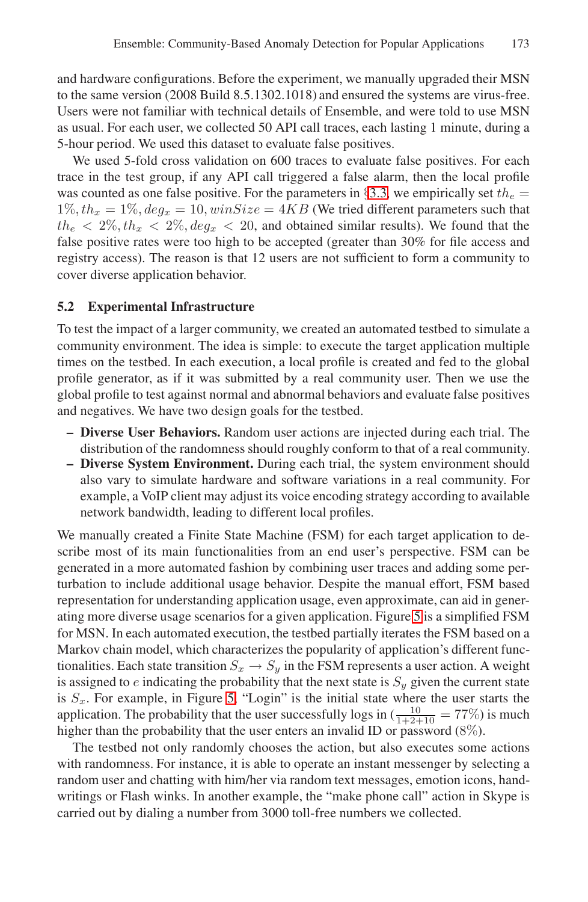and hardware configurations. Before the experiment, we manually upgraded their MSN to the same version (2008 Build 8.5.1302.1018) and ensured the systems are virus-free. Users were not familiar with technical details of Ensemble, and were told to use MSN as usual. For each user, we collected 50 API call traces, each lasting 1 minute, during a 5-hour period. We used this dataset to evaluate false positives.

We used 5-fold cross validation on 600 traces to evaluate false positives. For each trace in the test group, if any API call triggered a false alarm, then the local profile was counted as one false positive. For the parameters in §3.3, we empirically set $th_e = 1\%, th_x = 1\%, deg_x = 10, winSize = 4KB$ (We tried different parameters such that $th_e < 2\%, th_x < 2\%, deg_x < 20$, and obtained similar results). We found that the false positive rates were too high to be accepted (greater than 30% for file access and registry access). The reason is that 12 users are not sufficient to form a community to cover diverse application behavior.

### 5.2 Experimental Infrastructure

To test the impact of a larger community, we created an automated testbed to simulate a community environment. The idea is simple: to execute the target application multiple times on the testbed. In each execution, a local profile is created and fed to the global profile generator, as if it was submitted by a real community user. Then we use the global profile to test against normal and abnormal behaviors and evaluate false positives and negatives. We have two design goals for the testbed.

- **Diverse User Behaviors.** Random user actions are injected during each trial. The distribution of the randomness should roughly conform to that of a real community.
- **Diverse System Environment.** During each trial, the system environment should also vary to simulate hardware and software variations in a real community. For example, a VoIP client may adjust its voice encoding strategy according to available network bandwidth, leading to different local profiles.

We manually created a Finite State Machine (FSM) for each target application to describe most of its main functionalities from an end user's perspective. FSM can be generated in a more automated fashion by combining user traces and adding some perturbation to include additional usage behavior. Despite the manual effort, FSM based representation for understanding application usage, even approximate, can aid in generating more diverse usage scenarios for a given application. Figure 5 is a simplified FSM for MSN. In each automated execution, the testbed partially iterates the FSM based on a Markov chain model, which characterizes the popularity of application's different functionalities. Each state transition $S_x \rightarrow S_y$ in the FSM represents a user action. A weight is assigned to $e$ indicating the probability that the next state is $S_y$ given the current state is $S_x$. For example, in Figure 5, "Login" is the initial state where the user starts the application. The probability that the user successfully logs in ($\frac{10}{1+2+10} = 77\%$) is much higher than the probability that the user enters an invalid ID or password (8%).

The testbed not only randomly chooses the action, but also executes some actions with randomness. For instance, it is able to operate an instant messenger by selecting a random user and chatting with him/her via random text messages, emotion icons, handwritings or Flash winks. In another example, the "make phone call" action in Skype is carried out by dialing a number from 3000 toll-free numbers we collected.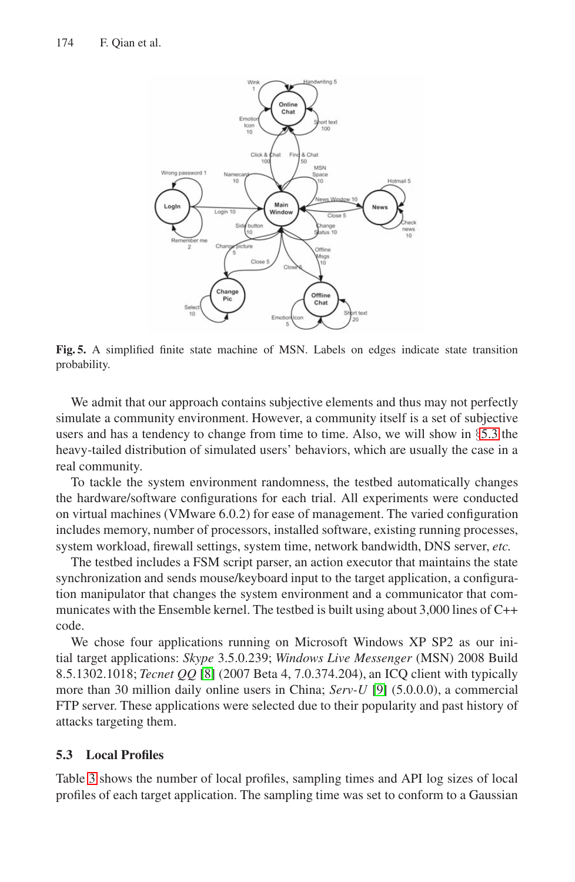**Fig. 5.** A simplified finite state machine of MSN. Labels on edges indicate state transition probability.

We admit that our approach contains subjective elements and thus may not perfectly simulate a community environment. However, a community itself is a set of subjective users and has a tendency to change from time to time. Also, we will show in §5.3 the heavy-tailed distribution of simulated users' behaviors, which are usually the case in a real community.

To tackle the system environment randomness, the testbed automatically changes the hardware/software configurations for each trial. All experiments were conducted on virtual machines (VMware 6.0.2) for ease of management. The varied configuration includes memory, number of processors, installed software, existing running processes, system workload, firewall settings, system time, network bandwidth, DNS server, *etc.*

The testbed includes a FSM script parser, an action executor that maintains the state synchronization and sends mouse/keyboard input to the target application, a configuration manipulator that changes the system environment and a communicator that communicates with the Ensemble kernel. The testbed is built using about 3,000 lines of C++ code.

We chose four applications running on Microsoft Windows XP SP2 as our initial target applications: *Skype* 3.5.0.239; *Windows Live Messenger* (MSN) 2008 Build 8.5.1302.1018; *Tecnet QQ* [8] (2007 Beta 4, 7.0.374.204), an ICQ client with typically more than 30 million daily online users in China; *Serv-U* [9] (5.0.0.0), a commercial FTP server. These applications were selected due to their popularity and past history of attacks targeting them.

### 5.3 Local Profiles

Table 3 shows the number of local profiles, sampling times and API log sizes of local profiles of each target application. The sampling time was set to conform to a Gaussian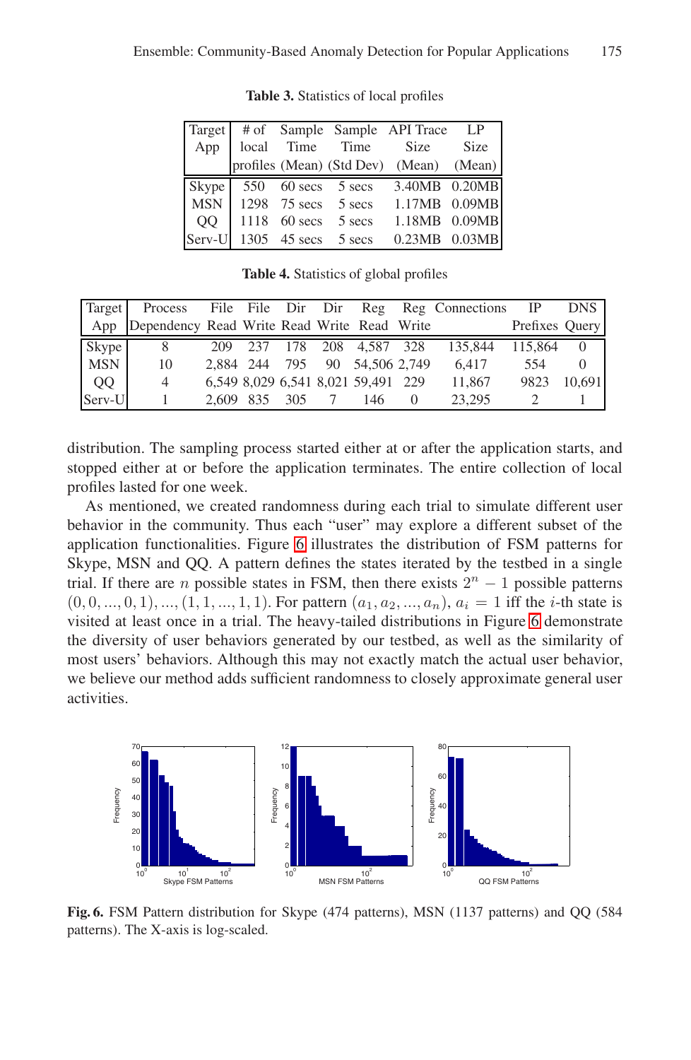**Table 3.** Statistics of local profiles

| Target App | # of local profiles | Sample Time (Mean) | Sample Time (Std Dev) | API Trace Size (Mean) | LP Size (Mean) |
|---|---|---|---|---|---|
| Skype | 550 | 60 secs | 5 secs | 3.40MB | 0.20MB |
| MSN | 1298 | 75 secs | 5 secs | 1.17MB | 0.09MB |
| QQ | 1118 | 60 secs | 5 secs | 1.18MB | 0.09MB |
| Serv-U | 1305 | 45 secs | 5 secs | 0.23MB | 0.03MB |

**Table 4.** Statistics of global profiles

| Target App | Process Dependency | File Read | File Write | Dir Read | Dir Write | Reg Read | Reg Write | Connections | IP Prefixes | DNS Query |
|---|---|---|---|---|---|---|---|---|---|---|
| Skype | 8 | 209 | 237 | 178 | 208 | 4,587 | 328 | 135,844 | 115,864 | 0 |
| MSN | 10 | 2,884 | 244 | 795 | 90 | 54,506 | 2,749 | 6,417 | 554 | 0 |
| QQ | 4 | 6,549 | 8,029 | 6,541 | 8,021 | 59,491 | 229 | 11,867 | 9823 | 10,691 |
| Serv-U | 1 | 2,609 | 835 | 305 | 7 | 146 | 0 | 23,295 | 2 | 1 |

distribution. The sampling process started either at or after the application starts, and stopped either at or before the application terminates. The entire collection of local profiles lasted for one week.

As mentioned, we created randomness during each trial to simulate different user behavior in the community. Thus each "user" may explore a different subset of the application functionalities. Figure 6 illustrates the distribution of FSM patterns for Skype, MSN and QQ. A pattern defines the states iterated by the testbed in a single trial. If there are $n$ possible states in FSM, then there exists $2^n - 1$ possible patterns $(0, 0, ..., 0, 1), ..., (1, 1, ..., 1, 1)$. For pattern $(a_1, a_2, ..., a_n)$, $a_i = 1$ iff the $i$-th state is visited at least once in a trial. The heavy-tailed distributions in Figure 6 demonstrate the diversity of user behaviors generated by our testbed, as well as the similarity of most users' behaviors. Although this may not exactly match the actual user behavior, we believe our method adds sufficient randomness to closely approximate general user activities.

**Fig. 6.** FSM Pattern distribution for Skype (474 patterns), MSN (1137 patterns) and QQ (584 patterns). The X-axis is log-scaled.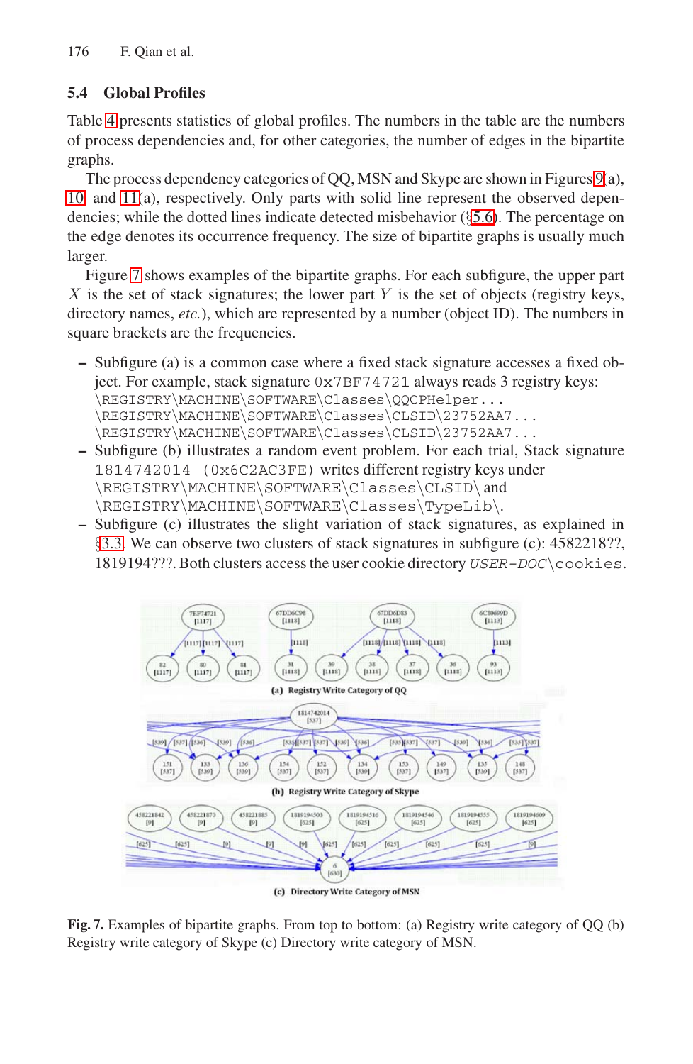## 5.4 Global Profiles

Table 4 presents statistics of global profiles. The numbers in the table are the numbers of process dependencies and, for other categories, the number of edges in the bipartite graphs.

The process dependency categories of QQ, MSN and Skype are shown in Figures 9(a), 10, and 11(a), respectively. Only parts with solid line represent the observed dependencies; while the dotted lines indicate detected misbehavior (§5.6). The percentage on the edge denotes its occurrence frequency. The size of bipartite graphs is usually much larger.

Figure 7 shows examples of the bipartite graphs. For each subfigure, the upper part $X$ is the set of stack signatures; the lower part $Y$ is the set of objects (registry keys, directory names, *etc.*), which are represented by a number (object ID). The numbers in square brackets are the frequencies.

– Subfigure (a) is a common case where a fixed stack signature accesses a fixed object. For example, stack signature `0x7BF74721` always reads 3 registry keys:
  `\REGISTRY\MACHINE\SOFTWARE\Classes\QQCPHelper...`
  `\REGISTRY\MACHINE\SOFTWARE\Classes\CLSID\23752AA7...`
  `\REGISTRY\MACHINE\SOFTWARE\Classes\CLSID\23752AA7...`
– Subfigure (b) illustrates a random event problem. For each trial, Stack signature `1814742014 (0x6C2AC3FE)` writes different registry keys under `\REGISTRY\MACHINE\SOFTWARE\Classes\CLSID\` and `\REGISTRY\MACHINE\SOFTWARE\Classes\TypeLib\`.
– Subfigure (c) illustrates the slight variation of stack signatures, as explained in §3.3. We can observe two clusters of stack signatures in subfigure (c): 4582218??, 1819194???. Both clusters access the user cookie directory *USER-DOC*`\cookies`.

**Fig. 7.** Examples of bipartite graphs. From top to bottom: (a) Registry write category of QQ (b) Registry write category of Skype (c) Directory write category of MSN.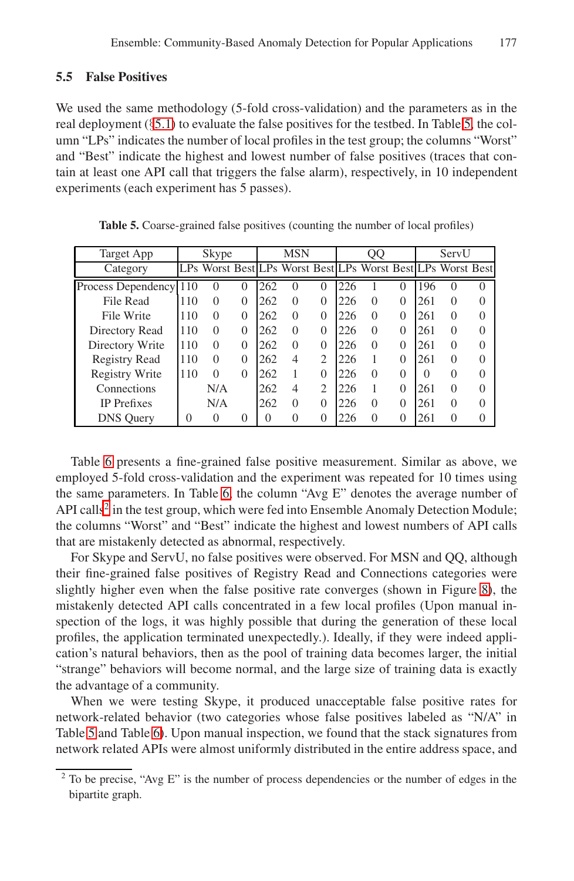### 5.5 False Positives

We used the same methodology (5-fold cross-validation) and the parameters as in the real deployment (§5.1) to evaluate the false positives for the testbed. In Table 5, the column "LPs" indicates the number of local profiles in the test group; the columns "Worst" and "Best" indicate the highest and lowest number of false positives (traces that contain at least one API call that triggers the false alarm), respectively, in 10 independent experiments (each experiment has 5 passes).

**Table 5.** Coarse-grained false positives (counting the number of local profiles)

| Target App | Skype | | | MSN | | | QQ | | | ServU | | |
|---|---|---|---|---|---|---|---|---|---|---|---|---|
| Category | LPs | Worst | Best | LPs | Worst | Best | LPs | Worst | Best | LPs | Worst | Best |
| Process Dependency | 110 | 0 | 0 | 262 | 0 | 0 | 226 | 1 | 0 | 196 | 0 | 0 |
| File Read | 110 | 0 | 0 | 262 | 0 | 0 | 226 | 0 | 0 | 261 | 0 | 0 |
| File Write | 110 | 0 | 0 | 262 | 0 | 0 | 226 | 0 | 0 | 261 | 0 | 0 |
| Directory Read | 110 | 0 | 0 | 262 | 0 | 0 | 226 | 0 | 0 | 261 | 0 | 0 |
| Directory Write | 110 | 0 | 0 | 262 | 0 | 0 | 226 | 0 | 0 | 261 | 0 | 0 |
| Registry Read | 110 | 0 | 0 | 262 | 4 | 2 | 226 | 1 | 0 | 261 | 0 | 0 |
| Registry Write | 110 | 0 | 0 | 262 | 1 | 0 | 226 | 0 | 0 | 0 | 0 | 0 |
| Connections | | N/A | | 262 | 4 | 2 | 226 | 1 | 0 | 261 | 0 | 0 |
| IP Prefixes | | N/A | | 262 | 0 | 0 | 226 | 0 | 0 | 261 | 0 | 0 |
| DNS Query | 0 | 0 | 0 | 0 | 0 | 0 | 226 | 0 | 0 | 261 | 0 | 0 |

Table 6 presents a fine-grained false positive measurement. Similar as above, we employed 5-fold cross-validation and the experiment was repeated for 10 times using the same parameters. In Table 6, the column "Avg E" denotes the average number of API calls[2] in the test group, which were fed into Ensemble Anomaly Detection Module; the columns "Worst" and "Best" indicate the highest and lowest numbers of API calls that are mistakenly detected as abnormal, respectively.

For Skype and ServU, no false positives were observed. For MSN and QQ, although their fine-grained false positives of Registry Read and Connections categories were slightly higher even when the false positive rate converges (shown in Figure 8), the mistakenly detected API calls concentrated in a few local profiles (Upon manual inspection of the logs, it was highly possible that during the generation of these local profiles, the application terminated unexpectedly.). Ideally, if they were indeed application's natural behaviors, then as the pool of training data becomes larger, the initial "strange" behaviors will become normal, and the large size of training data is exactly the advantage of a community.

When we were testing Skype, it produced unacceptable false positive rates for network-related behavior (two categories whose false positives labeled as "N/A" in Table 5 and Table 6). Upon manual inspection, we found that the stack signatures from network related APIs were almost uniformly distributed in the entire address space, and

[2] To be precise, "Avg E" is the number of process dependencies or the number of edges in the bipartite graph.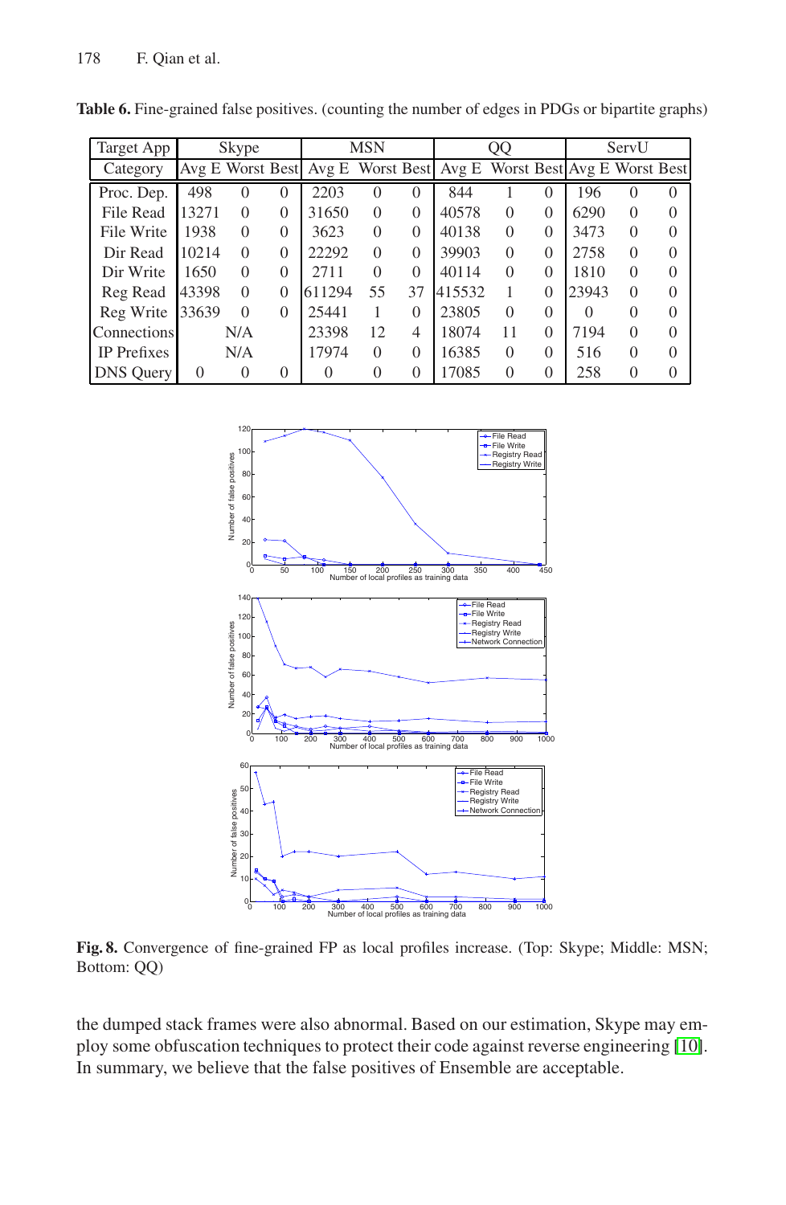**Table 6.** Fine-grained false positives. (counting the number of edges in PDGs or bipartite graphs)

| Target App | Skype | | | MSN | | | QQ | | | ServU | | |
|---|---|---|---|---|---|---|---|---|---|---|---|---|
| Category | Avg E | Worst | Best | Avg E | Worst | Best | Avg E | Worst | Best | Avg E | Worst | Best |
| Proc. Dep. | 498 | 0 | 0 | 2203 | 0 | 0 | 844 | 1 | 0 | 196 | 0 | 0 |
| File Read | 13271 | 0 | 0 | 31650 | 0 | 0 | 40578 | 0 | 0 | 6290 | 0 | 0 |
| File Write | 1938 | 0 | 0 | 3623 | 0 | 0 | 40138 | 0 | 0 | 3473 | 0 | 0 |
| Dir Read | 10214 | 0 | 0 | 22292 | 0 | 0 | 39903 | 0 | 0 | 2758 | 0 | 0 |
| Dir Write | 1650 | 0 | 0 | 2711 | 0 | 0 | 40114 | 0 | 0 | 1810 | 0 | 0 |
| Reg Read | 43398 | 0 | 0 | 611294 | 55 | 37 | 415532 | 1 | 0 | 23943 | 0 | 0 |
| Reg Write | 33639 | 0 | 0 | 25441 | 1 | 0 | 23805 | 0 | 0 | 0 | 0 | 0 |
| Connections | N/A | | | 23398 | 12 | 4 | 18074 | 11 | 0 | 7194 | 0 | 0 |
| IP Prefixes | N/A | | | 17974 | 0 | 0 | 16385 | 0 | 0 | 516 | 0 | 0 |
| DNS Query | 0 | 0 | 0 | 0 | 0 | 0 | 17085 | 0 | 0 | 258 | 0 | 0 |

**Fig. 8.** Convergence of fine-grained FP as local profiles increase. (Top: Skype; Middle: MSN; Bottom: QQ)

the dumped stack frames were also abnormal. Based on our estimation, Skype may employ some obfuscation techniques to protect their code against reverse engineering [10]. In summary, we believe that the false positives of Ensemble are acceptable.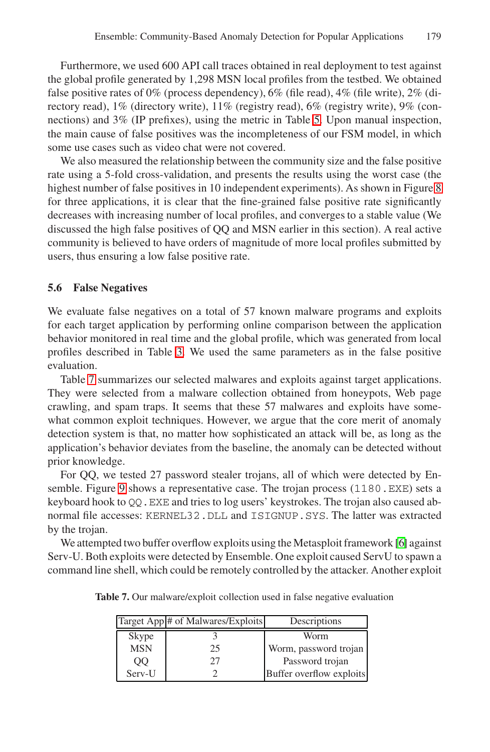Furthermore, we used 600 API call traces obtained in real deployment to test against the global profile generated by 1,298 MSN local profiles from the testbed. We obtained false positive rates of 0% (process dependency), 6% (file read), 4% (file write), 2% (directory read), 1% (directory write), 11% (registry read), 6% (registry write), 9% (connections) and 3% (IP prefixes), using the metric in Table 5. Upon manual inspection, the main cause of false positives was the incompleteness of our FSM model, in which some use cases such as video chat were not covered.

We also measured the relationship between the community size and the false positive rate using a 5-fold cross-validation, and presents the results using the worst case (the highest number of false positives in 10 independent experiments). As shown in Figure 8 for three applications, it is clear that the fine-grained false positive rate significantly decreases with increasing number of local profiles, and converges to a stable value (We discussed the high false positives of QQ and MSN earlier in this section). A real active community is believed to have orders of magnitude of more local profiles submitted by users, thus ensuring a low false positive rate.

### 5.6 False Negatives

We evaluate false negatives on a total of 57 known malware programs and exploits for each target application by performing online comparison between the application behavior monitored in real time and the global profile, which was generated from local profiles described in Table 3. We used the same parameters as in the false positive evaluation.

Table 7 summarizes our selected malwares and exploits against target applications. They were selected from a malware collection obtained from honeypots, Web page crawling, and spam traps. It seems that these 57 malwares and exploits have somewhat common exploit techniques. However, we argue that the core merit of anomaly detection system is that, no matter how sophisticated an attack will be, as long as the application's behavior deviates from the baseline, the anomaly can be detected without prior knowledge.

For QQ, we tested 27 password stealer trojans, all of which were detected by Ensemble. Figure 9 shows a representative case. The trojan process (`1180.EXE`) sets a keyboard hook to `QQ.EXE` and tries to log users' keystrokes. The trojan also caused abnormal file accesses: `KERNEL32.DLL` and `ISIGNUP.SYS`. The latter was extracted by the trojan.

We attempted two buffer overflow exploits using the Metasploit framework [6] against Serv-U. Both exploits were detected by Ensemble. One exploit caused ServU to spawn a command line shell, which could be remotely controlled by the attacker. Another exploit

**Table 7.** Our malware/exploit collection used in false negative evaluation

| Target App | # of Malwares/Exploits | Descriptions |
|---|---|---|
| Skype | 3 | Worm |
| MSN | 25 | Worm, password trojan |
| QQ | 27 | Password trojan |
| Serv-U | 2 | Buffer overflow exploits |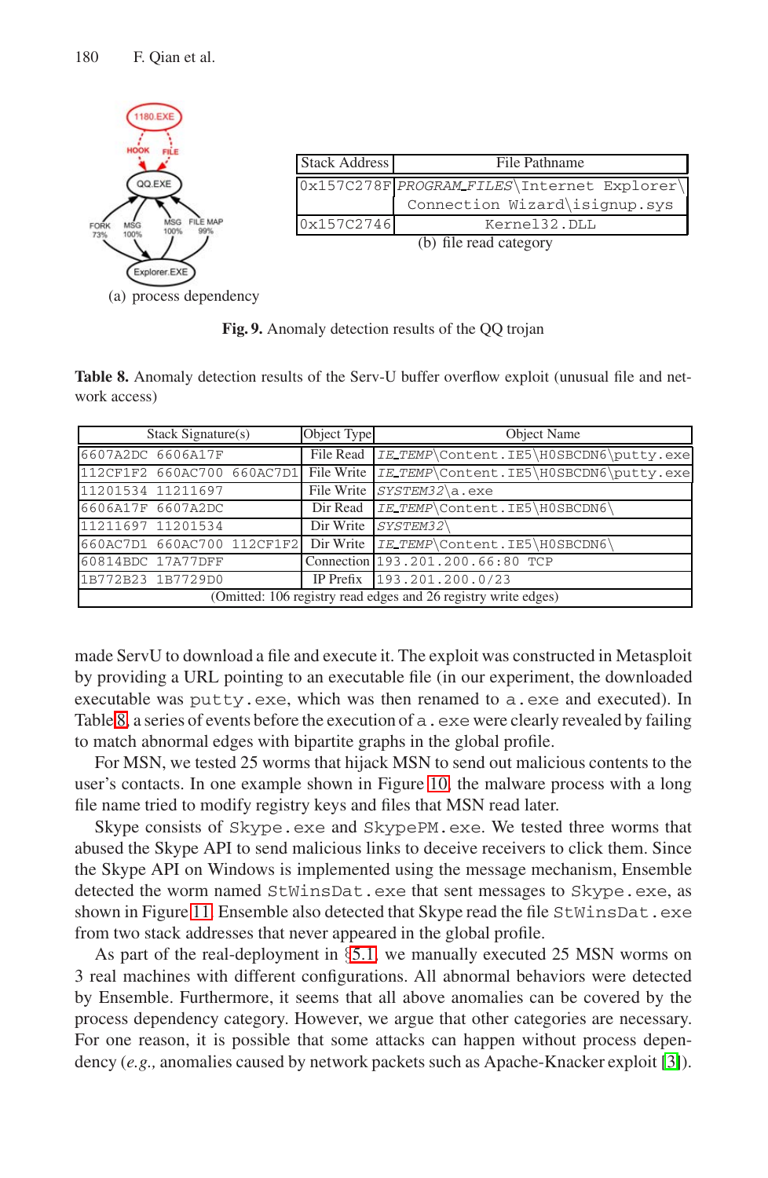(a) process dependency

| Stack Address | File Pathname |
|---|---|
| 0x157C278F | *PROGRAM_FILES*\Internet Explorer\ Connection Wizard\isignup.sys |
| 0x157C2746 | Kernel32.DLL |

(b) file read category

**Fig. 9.** Anomaly detection results of the QQ trojan

**Table 8.** Anomaly detection results of the Serv-U buffer overflow exploit (unusual file and network access)

| Stack Signature(s) | Object Type | Object Name |
|---|---|---|
| 6607A2DC 6606A17F | File Read | *IE_TEMP*\Content.IE5\H0SBCDN6\putty.exe |
| 112CF1F2 660AC700 660AC7D1 | File Write | *IE_TEMP*\Content.IE5\H0SBCDN6\putty.exe |
| 11201534 11211697 | File Write | *SYSTEM32*\a.exe |
| 6606A17F 6607A2DC | Dir Read | *IE_TEMP*\Content.IE5\H0SBCDN6\ |
| 11211697 11201534 | Dir Write | *SYSTEM32*\ |
| 660AC7D1 660AC700 112CF1F2 | Dir Write | *IE_TEMP*\Content.IE5\H0SBCDN6\ |
| 60814BDC 17A77DFF | Connection | 193.201.200.66:80 TCP |
| 1B772B23 1B7729D0 | IP Prefix | 193.201.200.0/23 |
| (Omitted: 106 registry read edges and 26 registry write edges) | | |

made ServU to download a file and execute it. The exploit was constructed in Metasploit by providing a URL pointing to an executable file (in our experiment, the downloaded executable was `putty.exe`, which was then renamed to `a.exe` and executed). In Table 8, a series of events before the execution of `a.exe` were clearly revealed by failing to match abnormal edges with bipartite graphs in the global profile.

For MSN, we tested 25 worms that hijack MSN to send out malicious contents to the user's contacts. In one example shown in Figure 10, the malware process with a long file name tried to modify registry keys and files that MSN read later.

Skype consists of `Skype.exe` and `SkypePM.exe`. We tested three worms that abused the Skype API to send malicious links to deceive receivers to click them. Since the Skype API on Windows is implemented using the message mechanism, Ensemble detected the worm named `StWinsDat.exe` that sent messages to `Skype.exe`, as shown in Figure 11. Ensemble also detected that Skype read the file `StWinsDat.exe` from two stack addresses that never appeared in the global profile.

As part of the real-deployment in §5.1, we manually executed 25 MSN worms on 3 real machines with different configurations. All abnormal behaviors were detected by Ensemble. Furthermore, it seems that all above anomalies can be covered by the process dependency category. However, we argue that other categories are necessary. For one reason, it is possible that some attacks can happen without process dependency (*e.g.,* anomalies caused by network packets such as Apache-Knacker exploit [3]).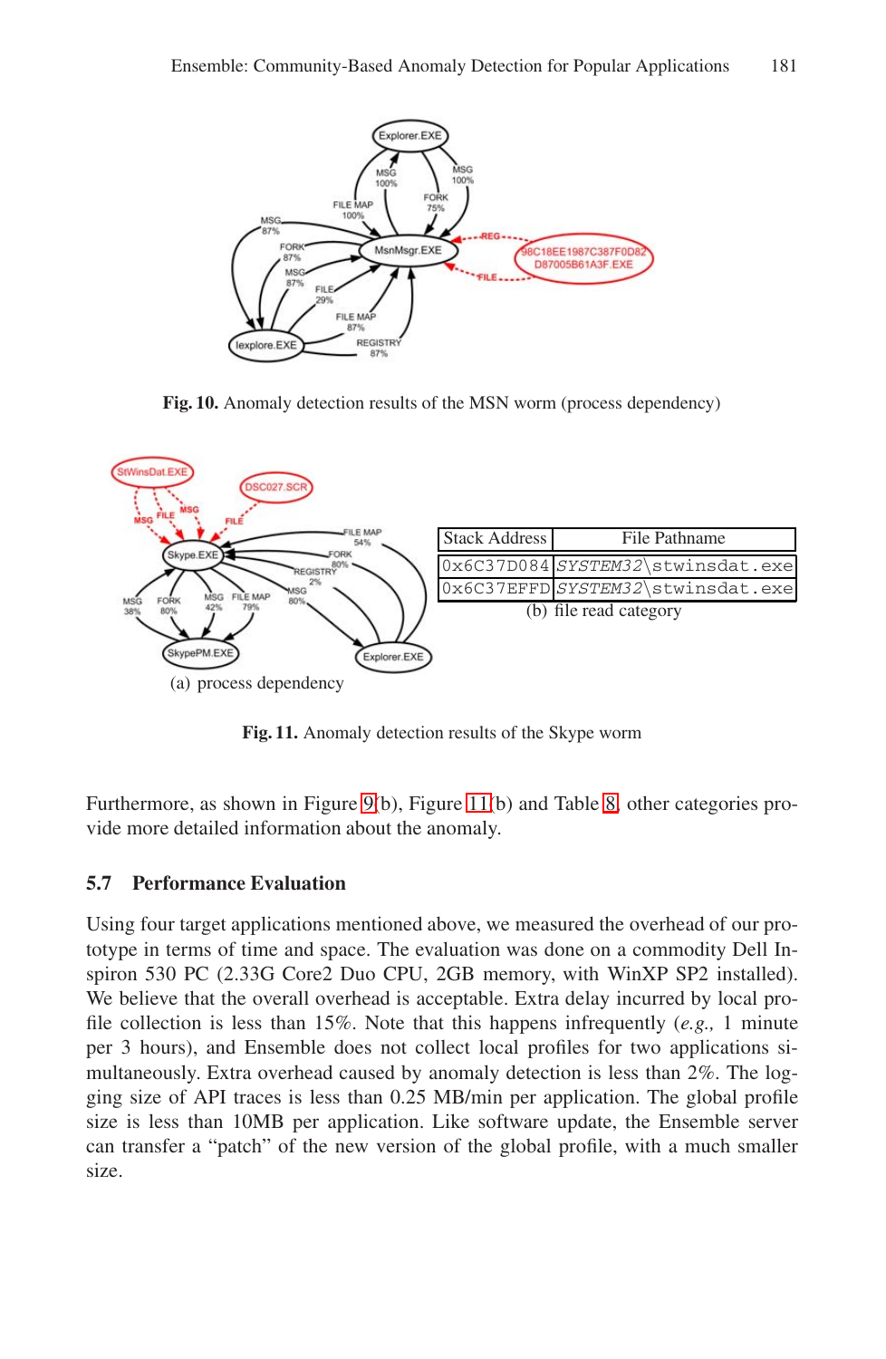Fig. 10. Anomaly detection results of the MSN worm (process dependency)

| Stack Address | File Pathname |
| --- | --- |
| 0x6C37D084 | *SYSTEM32*\stwinsdat.exe |
| 0x6C37EFFD | *SYSTEM32*\stwinsdat.exe |

(a) process dependency

(b) file read category

Fig. 11. Anomaly detection results of the Skype worm

Furthermore, as shown in Figure 9(b), Figure 11(b) and Table 8, other categories provide more detailed information about the anomaly.

### 5.7 Performance Evaluation

Using four target applications mentioned above, we measured the overhead of our prototype in terms of time and space. The evaluation was done on a commodity Dell Inspiron 530 PC (2.33G Core2 Duo CPU, 2GB memory, with WinXP SP2 installed). We believe that the overall overhead is acceptable. Extra delay incurred by local profile collection is less than 15%. Note that this happens infrequently (*e.g.,* 1 minute per 3 hours), and Ensemble does not collect local profiles for two applications simultaneously. Extra overhead caused by anomaly detection is less than 2%. The logging size of API traces is less than 0.25 MB/min per application. The global profile size is less than 10MB per application. Like software update, the Ensemble server can transfer a "patch" of the new version of the global profile, with a much smaller size.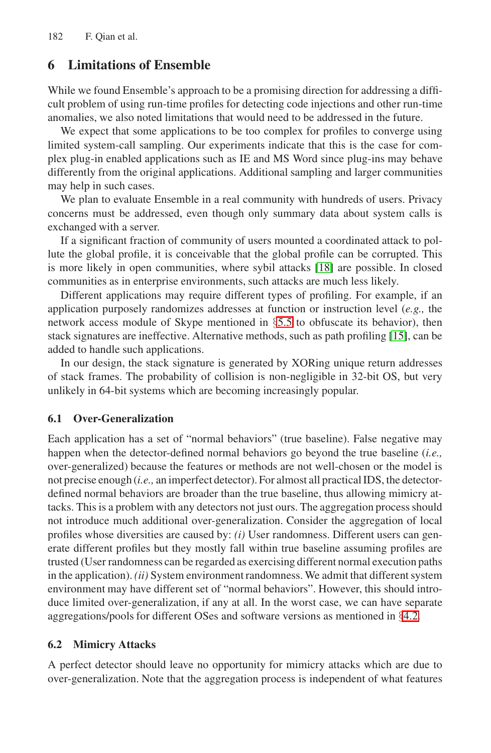## 6 Limitations of Ensemble

While we found Ensemble's approach to be a promising direction for addressing a difficult problem of using run-time profiles for detecting code injections and other run-time anomalies, we also noted limitations that would need to be addressed in the future.

We expect that some applications to be too complex for profiles to converge using limited system-call sampling. Our experiments indicate that this is the case for complex plug-in enabled applications such as IE and MS Word since plug-ins may behave differently from the original applications. Additional sampling and larger communities may help in such cases.

We plan to evaluate Ensemble in a real community with hundreds of users. Privacy concerns must be addressed, even though only summary data about system calls is exchanged with a server.

If a significant fraction of community of users mounted a coordinated attack to pollute the global profile, it is conceivable that the global profile can be corrupted. This is more likely in open communities, where sybil attacks [18] are possible. In closed communities as in enterprise environments, such attacks are much less likely.

Different applications may require different types of profiling. For example, if an application purposely randomizes addresses at function or instruction level (*e.g.,* the network access module of Skype mentioned in §5.5 to obfuscate its behavior), then stack signatures are ineffective. Alternative methods, such as path profiling [15], can be added to handle such applications.

In our design, the stack signature is generated by XORing unique return addresses of stack frames. The probability of collision is non-negligible in 32-bit OS, but very unlikely in 64-bit systems which are becoming increasingly popular.

### 6.1 Over-Generalization

Each application has a set of "normal behaviors" (true baseline). False negative may happen when the detector-defined normal behaviors go beyond the true baseline (*i.e.,* over-generalized) because the features or methods are not well-chosen or the model is not precise enough (*i.e.,* an imperfect detector). For almost all practical IDS, the detector-defined normal behaviors are broader than the true baseline, thus allowing mimicry attacks. This is a problem with any detectors not just ours. The aggregation process should not introduce much additional over-generalization. Consider the aggregation of local profiles whose diversities are caused by: *(i)* User randomness. Different users can generate different profiles but they mostly fall within true baseline assuming profiles are trusted (User randomness can be regarded as exercising different normal execution paths in the application). *(ii)* System environment randomness. We admit that different system environment may have different set of "normal behaviors". However, this should introduce limited over-generalization, if any at all. In the worst case, we can have separate aggregations/pools for different OSes and software versions as mentioned in §4.2.

### 6.2 Mimicry Attacks

A perfect detector should leave no opportunity for mimicry attacks which are due to over-generalization. Note that the aggregation process is independent of what features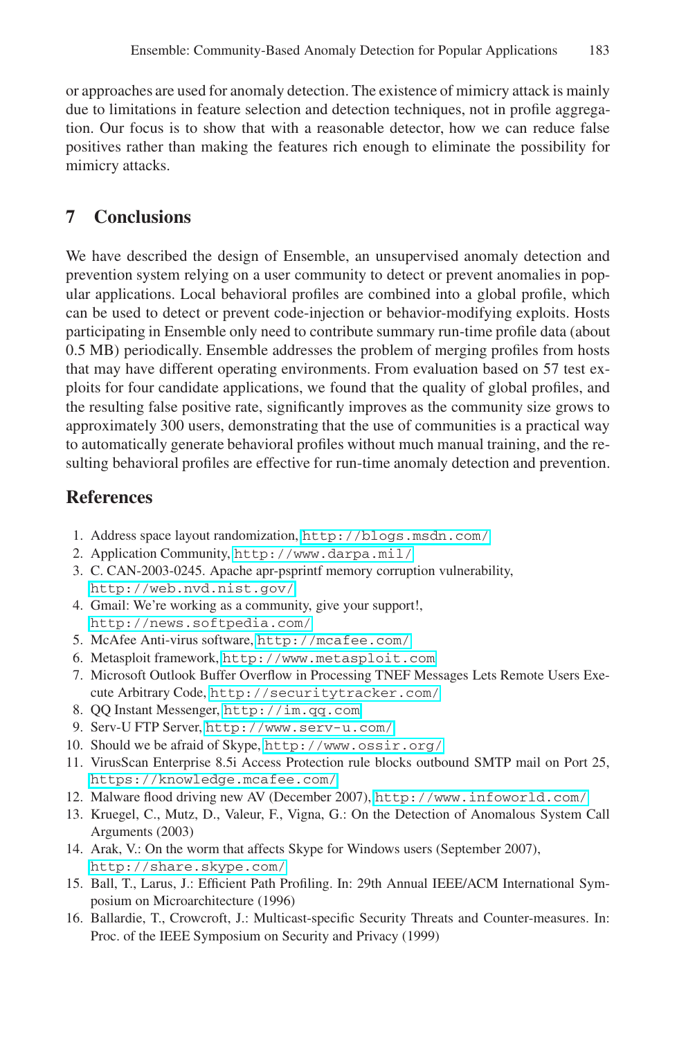or approaches are used for anomaly detection. The existence of mimicry attack is mainly due to limitations in feature selection and detection techniques, not in profile aggregation. Our focus is to show that with a reasonable detector, how we can reduce false positives rather than making the features rich enough to eliminate the possibility for mimicry attacks.

## 7 Conclusions

We have described the design of Ensemble, an unsupervised anomaly detection and prevention system relying on a user community to detect or prevent anomalies in popular applications. Local behavioral profiles are combined into a global profile, which can be used to detect or prevent code-injection or behavior-modifying exploits. Hosts participating in Ensemble only need to contribute summary run-time profile data (about 0.5 MB) periodically. Ensemble addresses the problem of merging profiles from hosts that may have different operating environments. From evaluation based on 57 test exploits for four candidate applications, we found that the quality of global profiles, and the resulting false positive rate, significantly improves as the community size grows to approximately 300 users, demonstrating that the use of communities is a practical way to automatically generate behavioral profiles without much manual training, and the resulting behavioral profiles are effective for run-time anomaly detection and prevention.

## References

1. Address space layout randomization, http://blogs.msdn.com/
2. Application Community, http://www.darpa.mil/
3. C. CAN-2003-0245. Apache apr-psprintf memory corruption vulnerability, http://web.nvd.nist.gov/
4. Gmail: We're working as a community, give your support!, http://news.softpedia.com/
5. McAfee Anti-virus software, http://mcafee.com/
6. Metasploit framework, http://www.metasploit.com
7. Microsoft Outlook Buffer Overflow in Processing TNEF Messages Lets Remote Users Execute Arbitrary Code, http://securitytracker.com/
8. QQ Instant Messenger, http://im.qq.com
9. Serv-U FTP Server, http://www.serv-u.com/
10. Should we be afraid of Skype, http://www.ossir.org/
11. VirusScan Enterprise 8.5i Access Protection rule blocks outbound SMTP mail on Port 25, https://knowledge.mcafee.com/
12. Malware flood driving new AV (December 2007), http://www.infoworld.com/
13. Kruegel, C., Mutz, D., Valeur, F., Vigna, G.: On the Detection of Anomalous System Call Arguments (2003)
14. Arak, V.: On the worm that affects Skype for Windows users (September 2007), http://share.skype.com/
15. Ball, T., Larus, J.: Efficient Path Profiling. In: 29th Annual IEEE/ACM International Symposium on Microarchitecture (1996)
16. Ballardie, T., Crowcroft, J.: Multicast-specific Security Threats and Counter-measures. In: Proc. of the IEEE Symposium on Security and Privacy (1999)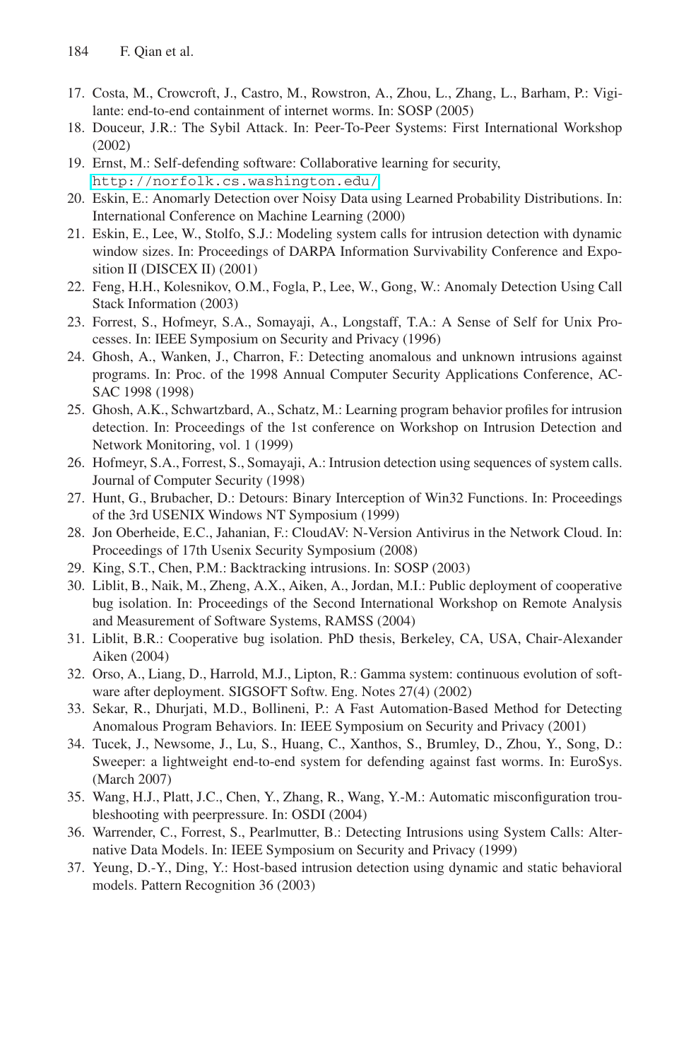17. Costa, M., Crowcroft, J., Castro, M., Rowstron, A., Zhou, L., Zhang, L., Barham, P.: Vigilante: end-to-end containment of internet worms. In: SOSP (2005)
18. Douceur, J.R.: The Sybil Attack. In: Peer-To-Peer Systems: First International Workshop (2002)
19. Ernst, M.: Self-defending software: Collaborative learning for security, http://norfolk.cs.washington.edu/
20. Eskin, E.: Anomaly Detection over Noisy Data using Learned Probability Distributions. In: International Conference on Machine Learning (2000)
21. Eskin, E., Lee, W., Stolfo, S.J.: Modeling system calls for intrusion detection with dynamic window sizes. In: Proceedings of DARPA Information Survivability Conference and Exposition II (DISCEX II) (2001)
22. Feng, H.H., Kolesnikov, O.M., Fogla, P., Lee, W., Gong, W.: Anomaly Detection Using Call Stack Information (2003)
23. Forrest, S., Hofmeyr, S.A., Somayaji, A., Longstaff, T.A.: A Sense of Self for Unix Processes. In: IEEE Symposium on Security and Privacy (1996)
24. Ghosh, A., Wanken, J., Charron, F.: Detecting anomalous and unknown intrusions against programs. In: Proc. of the 1998 Annual Computer Security Applications Conference, ACSAC 1998 (1998)
25. Ghosh, A.K., Schwartzbard, A., Schatz, M.: Learning program behavior profiles for intrusion detection. In: Proceedings of the 1st conference on Workshop on Intrusion Detection and Network Monitoring, vol. 1 (1999)
26. Hofmeyr, S.A., Forrest, S., Somayaji, A.: Intrusion detection using sequences of system calls. Journal of Computer Security (1998)
27. Hunt, G., Brubacher, D.: Detours: Binary Interception of Win32 Functions. In: Proceedings of the 3rd USENIX Windows NT Symposium (1999)
28. Jon Oberheide, E.C., Jahanian, F.: CloudAV: N-Version Antivirus in the Network Cloud. In: Proceedings of 17th Usenix Security Symposium (2008)
29. King, S.T., Chen, P.M.: Backtracking intrusions. In: SOSP (2003)
30. Liblit, B., Naik, M., Zheng, A.X., Aiken, A., Jordan, M.I.: Public deployment of cooperative bug isolation. In: Proceedings of the Second International Workshop on Remote Analysis and Measurement of Software Systems, RAMSS (2004)
31. Liblit, B.R.: Cooperative bug isolation. PhD thesis, Berkeley, CA, USA, Chair-Alexander Aiken (2004)
32. Orso, A., Liang, D., Harrold, M.J., Lipton, R.: Gamma system: continuous evolution of software after deployment. SIGSOFT Softw. Eng. Notes 27(4) (2002)
33. Sekar, R., Dhurjati, M.D., Bollineni, P.: A Fast Automation-Based Method for Detecting Anomalous Program Behaviors. In: IEEE Symposium on Security and Privacy (2001)
34. Tucek, J., Newsome, J., Lu, S., Huang, C., Xanthos, S., Brumley, D., Zhou, Y., Song, D.: Sweeper: a lightweight end-to-end system for defending against fast worms. In: EuroSys. (March 2007)
35. Wang, H.J., Platt, J.C., Chen, Y., Zhang, R., Wang, Y.-M.: Automatic misconfiguration troubleshooting with peerpressure. In: OSDI (2004)
36. Warrender, C., Forrest, S., Pearlmutter, B.: Detecting Intrusions using System Calls: Alternative Data Models. In: IEEE Symposium on Security and Privacy (1999)
37. Yeung, D.-Y., Ding, Y.: Host-based intrusion detection using dynamic and static behavioral models. Pattern Recognition 36 (2003)